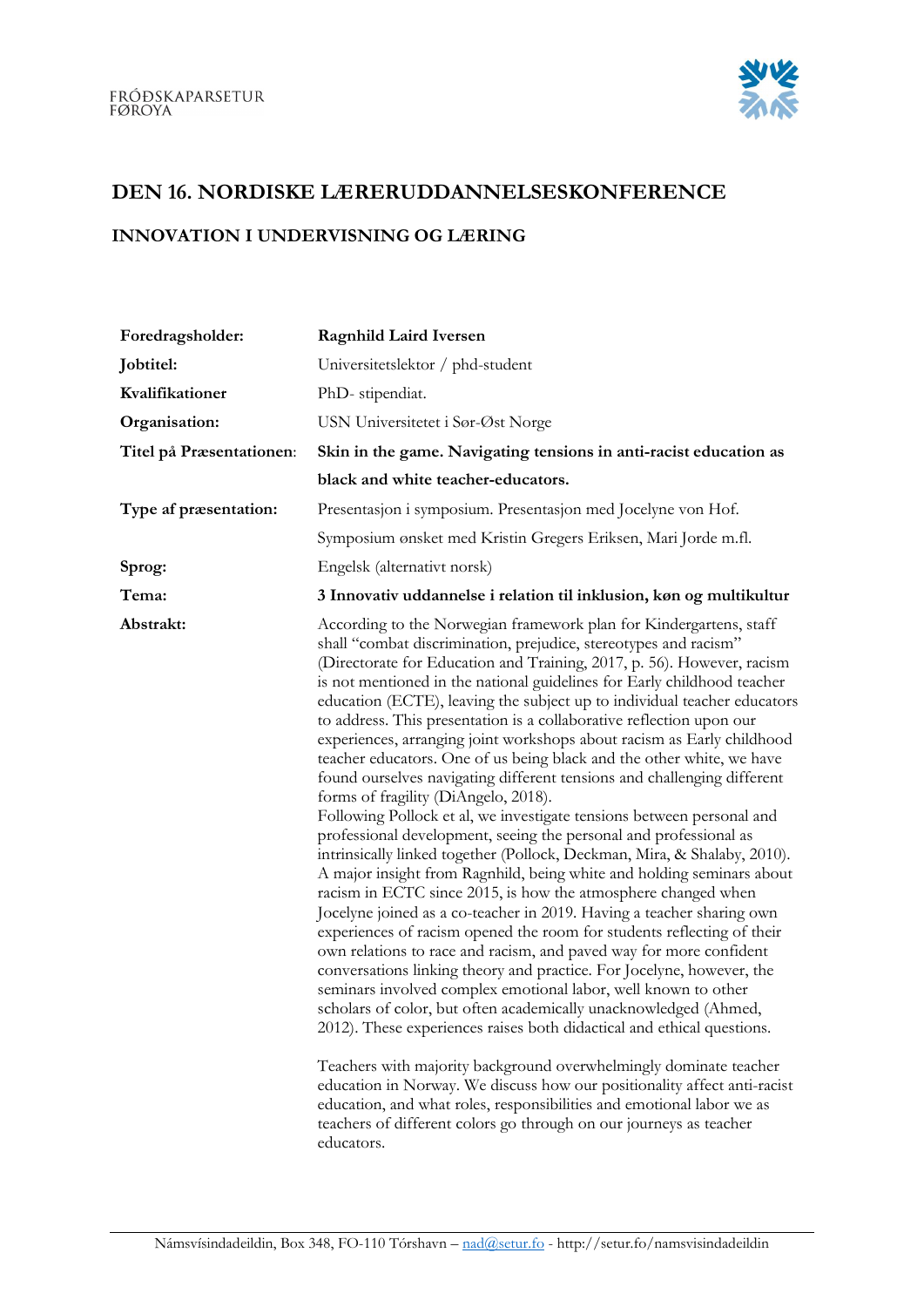FRÓÐSKAPARSETUR FØROYA

# DEN 16. NORDISKE LÆRERUDDANNELSESKONFERENCE

## INNOVATION I UNDERVISNING OG LÆRING

| | |
|---|---|
| **Foredragsholder:** | **Ragnhild Laird Iversen** |
| **Jobtitel:** | Universitetslektor / phd-student |
| **Kvalifikationer** | PhD- stipendiat. |
| **Organisation:** | USN Universitetet i Sør-Øst Norge |
| **Titel på Præsentationen:** | **Skin in the game. Navigating tensions in anti-racist education as black and white teacher-educators.** |
| **Type af præsentation:** | Presentasjon i symposium. Presentasjon med Jocelyne von Hof. Symposium ønsket med Kristin Gregers Eriksen, Mari Jorde m.fl. |
| **Sprog:** | Engelsk (alternativt norsk) |
| **Tema:** | **3 Innovativ uddannelse i relation til inklusion, køn og multikultur** |

**Abstrakt:**

According to the Norwegian framework plan for Kindergartens, staff shall "combat discrimination, prejudice, stereotypes and racism" (Directorate for Education and Training, 2017, p. 56). However, racism is not mentioned in the national guidelines for Early childhood teacher education (ECTE), leaving the subject up to individual teacher educators to address. This presentation is a collaborative reflection upon our experiences, arranging joint workshops about racism as Early childhood teacher educators. One of us being black and the other white, we have found ourselves navigating different tensions and challenging different forms of fragility (DiAngelo, 2018).
Following Pollock et al, we investigate tensions between personal and professional development, seeing the personal and professional as intrinsically linked together (Pollock, Deckman, Mira, & Shalaby, 2010). A major insight from Ragnhild, being white and holding seminars about racism in ECTC since 2015, is how the atmosphere changed when Jocelyne joined as a co-teacher in 2019. Having a teacher sharing own experiences of racism opened the room for students reflecting of their own relations to race and racism, and paved way for more confident conversations linking theory and practice. For Jocelyne, however, the seminars involved complex emotional labor, well known to other scholars of color, but often academically unacknowledged (Ahmed, 2012). These experiences raises both didactical and ethical questions.

Teachers with majority background overwhelmingly dominate teacher education in Norway. We discuss how our positionality affect anti-racist education, and what roles, responsibilities and emotional labor we as teachers of different colors go through on our journeys as teacher educators.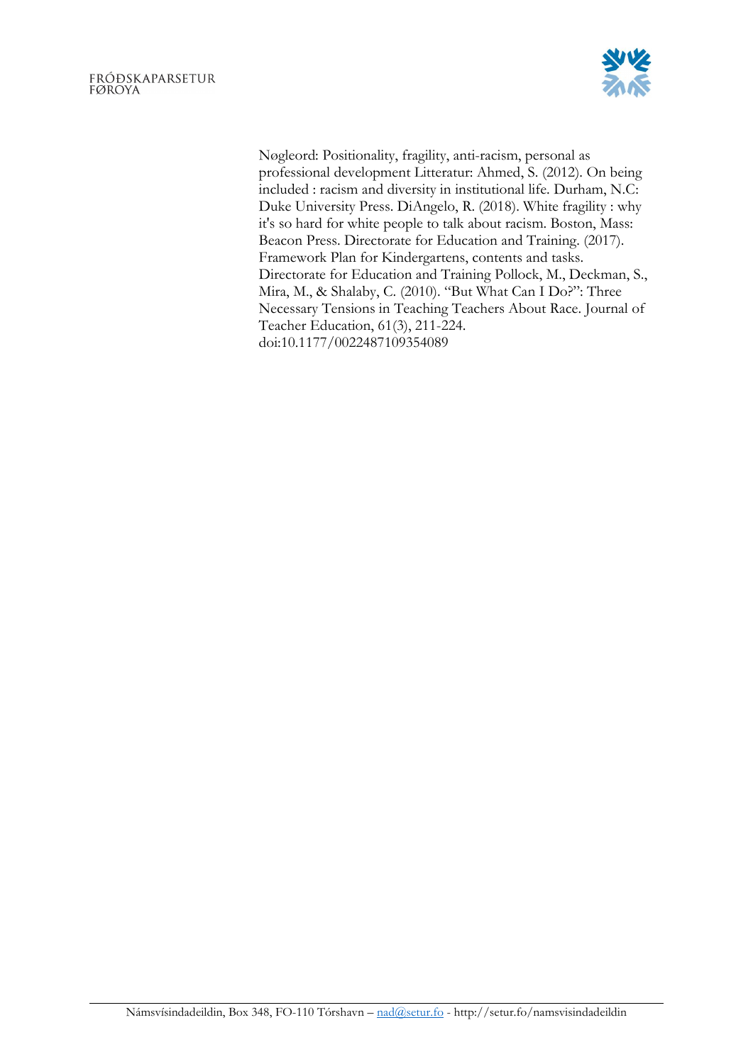Nøgleord: Positionality, fragility, anti-racism, personal as professional development Litteratur: Ahmed, S. (2012). On being included : racism and diversity in institutional life. Durham, N.C: Duke University Press. DiAngelo, R. (2018). White fragility : why it's so hard for white people to talk about racism. Boston, Mass: Beacon Press. Directorate for Education and Training. (2017). Framework Plan for Kindergartens, contents and tasks. Directorate for Education and Training Pollock, M., Deckman, S., Mira, M., & Shalaby, C. (2010). "But What Can I Do?": Three Necessary Tensions in Teaching Teachers About Race. Journal of Teacher Education, 61(3), 211-224. doi:10.1177/0022487109354089